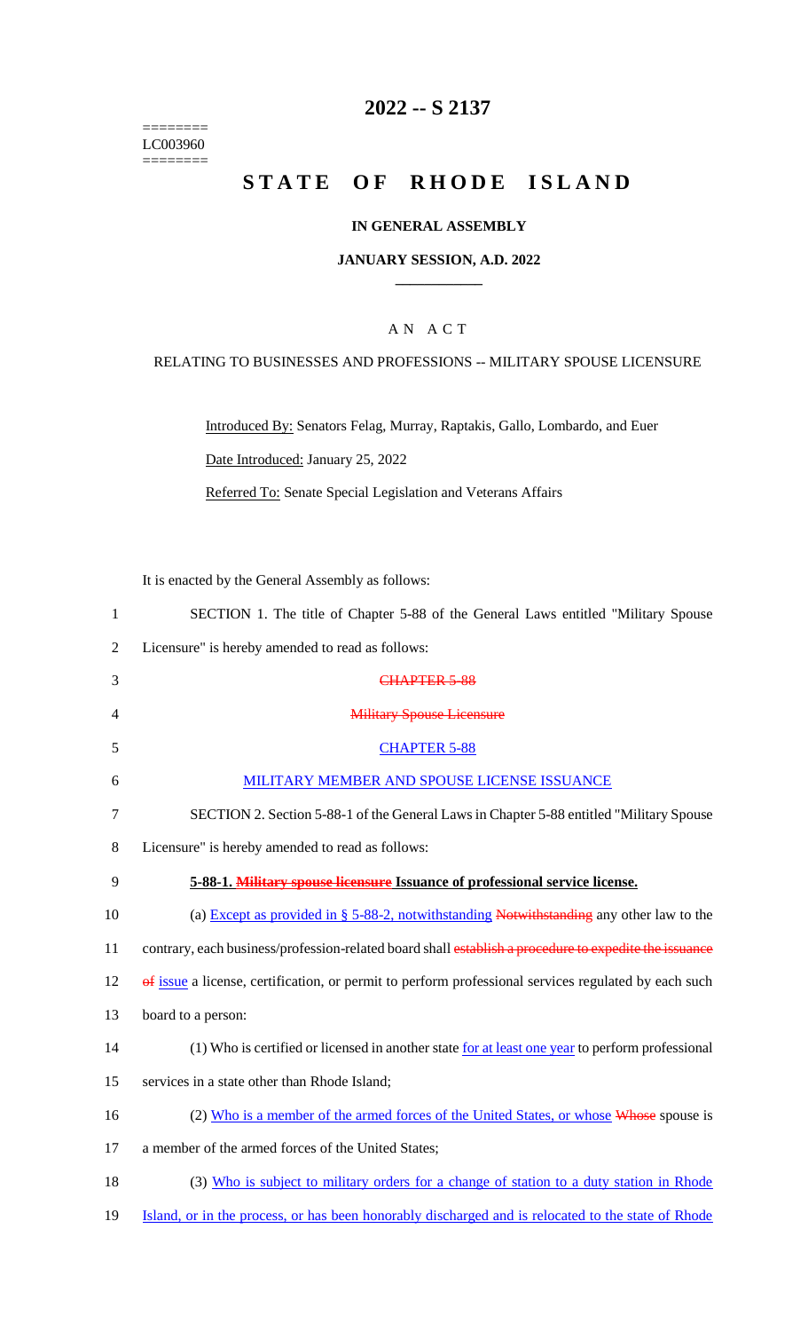========
LC003960
========

# 2022 -- S 2137

# STATE OF RHODE ISLAND

**IN GENERAL ASSEMBLY**

**JANUARY SESSION, A.D. 2022**

A N A C T

RELATING TO BUSINESSES AND PROFESSIONS -- MILITARY SPOUSE LICENSURE

Introduced By: Senators Felag, Murray, Raptakis, Gallo, Lombardo, and Euer

Date Introduced: January 25, 2022

Referred To: Senate Special Legislation and Veterans Affairs

It is enacted by the General Assembly as follows:

1 SECTION 1. The title of Chapter 5-88 of the General Laws entitled "Military Spouse
2 Licensure" is hereby amended to read as follows:

3 ~~CHAPTER 5-88~~

4 ~~Military Spouse Licensure~~

5 CHAPTER 5-88

6 MILITARY MEMBER AND SPOUSE LICENSE ISSUANCE

7 SECTION 2. Section 5-88-1 of the General Laws in Chapter 5-88 entitled "Military Spouse
8 Licensure" is hereby amended to read as follows:

9 **5-88-1. ~~Military spouse licensure~~ Issuance of professional service license.**

10 (a) Except as provided in § 5-88-2, notwithstanding ~~Notwithstanding~~ any other law to the
11 contrary, each business/profession-related board shall ~~establish a procedure to expedite the issuance~~
12 ~~of~~ issue a license, certification, or permit to perform professional services regulated by each such
13 board to a person:

14 (1) Who is certified or licensed in another state for at least one year to perform professional
15 services in a state other than Rhode Island;

16 (2) Who is a member of the armed forces of the United States, or whose ~~Whose~~ spouse is
17 a member of the armed forces of the United States;

18 (3) Who is subject to military orders for a change of station to a duty station in Rhode
19 Island, or in the process, or has been honorably discharged and is relocated to the state of Rhode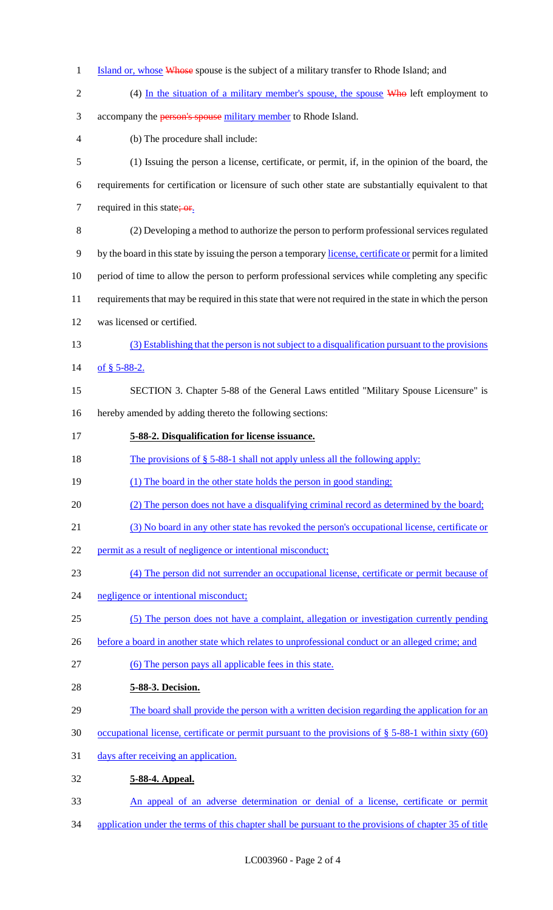Island or, whose Whose spouse is the subject of a military transfer to Rhode Island; and

(4) In the situation of a military member's spouse, the spouse Who left employment to accompany the person's spouse military member to Rhode Island.

(b) The procedure shall include:

(1) Issuing the person a license, certificate, or permit, if, in the opinion of the board, the requirements for certification or licensure of such other state are substantially equivalent to that required in this state; or.

(2) Developing a method to authorize the person to perform professional services regulated by the board in this state by issuing the person a temporary license, certificate or permit for a limited period of time to allow the person to perform professional services while completing any specific requirements that may be required in this state that were not required in the state in which the person was licensed or certified.

(3) Establishing that the person is not subject to a disqualification pursuant to the provisions of § 5-88-2.

SECTION 3. Chapter 5-88 of the General Laws entitled "Military Spouse Licensure" is hereby amended by adding thereto the following sections:

**5-88-2. Disqualification for license issuance.**

The provisions of § 5-88-1 shall not apply unless all the following apply:

(1) The board in the other state holds the person in good standing;

(2) The person does not have a disqualifying criminal record as determined by the board;

(3) No board in any other state has revoked the person's occupational license, certificate or permit as a result of negligence or intentional misconduct;

(4) The person did not surrender an occupational license, certificate or permit because of negligence or intentional misconduct;

(5) The person does not have a complaint, allegation or investigation currently pending before a board in another state which relates to unprofessional conduct or an alleged crime; and

(6) The person pays all applicable fees in this state.

**5-88-3. Decision.**

The board shall provide the person with a written decision regarding the application for an occupational license, certificate or permit pursuant to the provisions of § 5-88-1 within sixty (60) days after receiving an application.

**5-88-4. Appeal.**

An appeal of an adverse determination or denial of a license, certificate or permit application under the terms of this chapter shall be pursuant to the provisions of chapter 35 of title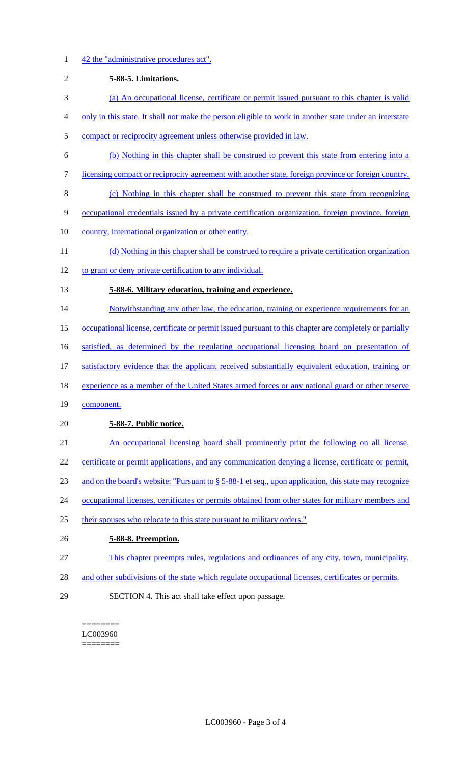42 the "administrative procedures act".

**5-88-5. Limitations.**

(a) An occupational license, certificate or permit issued pursuant to this chapter is valid only in this state. It shall not make the person eligible to work in another state under an interstate compact or reciprocity agreement unless otherwise provided in law.

(b) Nothing in this chapter shall be construed to prevent this state from entering into a licensing compact or reciprocity agreement with another state, foreign province or foreign country.

(c) Nothing in this chapter shall be construed to prevent this state from recognizing occupational credentials issued by a private certification organization, foreign province, foreign country, international organization or other entity.

(d) Nothing in this chapter shall be construed to require a private certification organization to grant or deny private certification to any individual.

**5-88-6. Military education, training and experience.**

Notwithstanding any other law, the education, training or experience requirements for an occupational license, certificate or permit issued pursuant to this chapter are completely or partially satisfied, as determined by the regulating occupational licensing board on presentation of satisfactory evidence that the applicant received substantially equivalent education, training or experience as a member of the United States armed forces or any national guard or other reserve component.

**5-88-7. Public notice.**

An occupational licensing board shall prominently print the following on all license, certificate or permit applications, and any communication denying a license, certificate or permit, and on the board's website: "Pursuant to § 5-88-1 et seq., upon application, this state may recognize occupational licenses, certificates or permits obtained from other states for military members and their spouses who relocate to this state pursuant to military orders."

**5-88-8. Preemption.**

This chapter preempts rules, regulations and ordinances of any city, town, municipality, and other subdivisions of the state which regulate occupational licenses, certificates or permits.

SECTION 4. This act shall take effect upon passage.

========
LC003960
========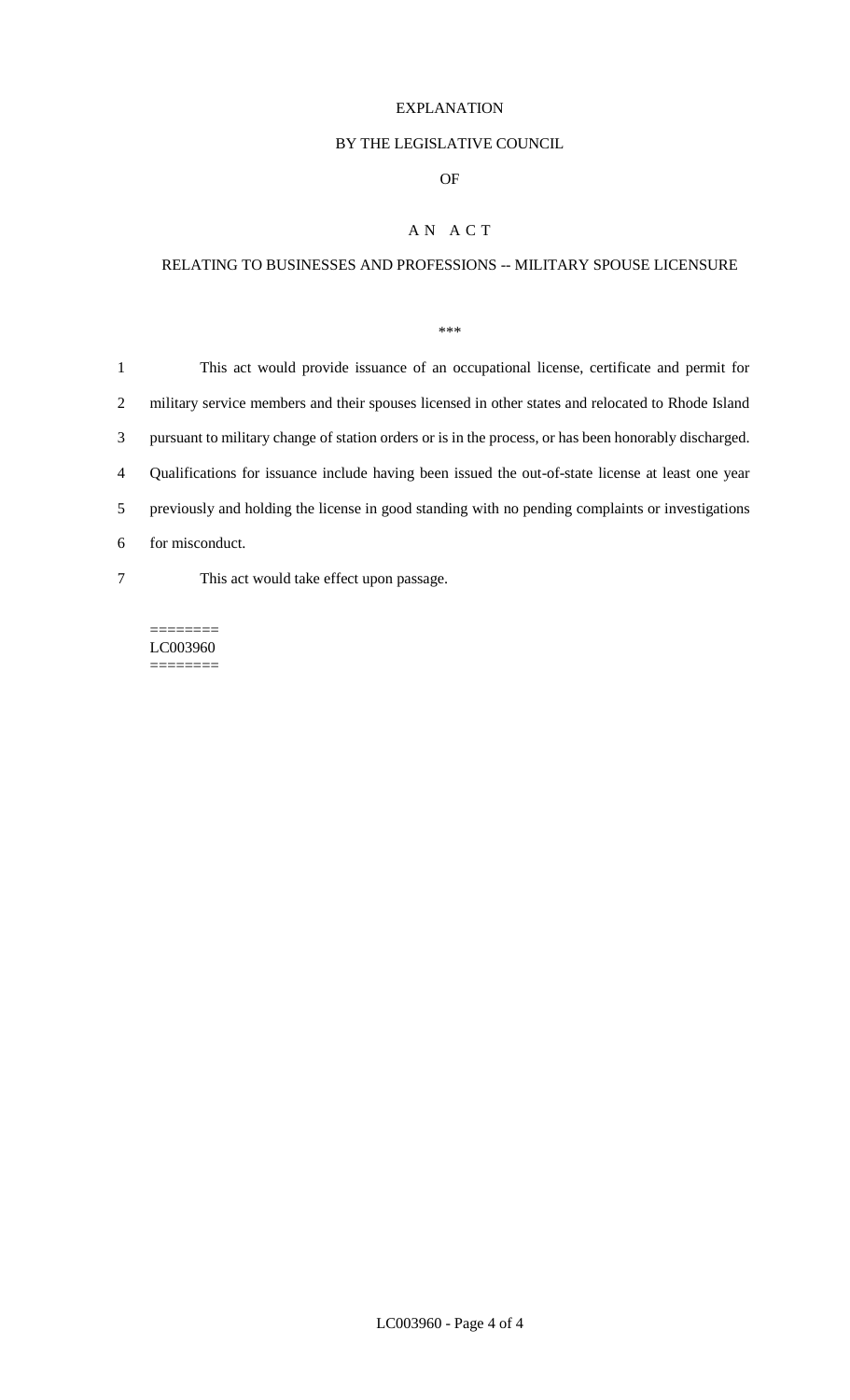EXPLANATION

BY THE LEGISLATIVE COUNCIL

OF

A N A C T

RELATING TO BUSINESSES AND PROFESSIONS -- MILITARY SPOUSE LICENSURE

\*\*\*

1 This act would provide issuance of an occupational license, certificate and permit for
2 military service members and their spouses licensed in other states and relocated to Rhode Island
3 pursuant to military change of station orders or is in the process, or has been honorably discharged.
4 Qualifications for issuance include having been issued the out-of-state license at least one year
5 previously and holding the license in good standing with no pending complaints or investigations
6 for misconduct.

7 This act would take effect upon passage.

========
LC003960
========